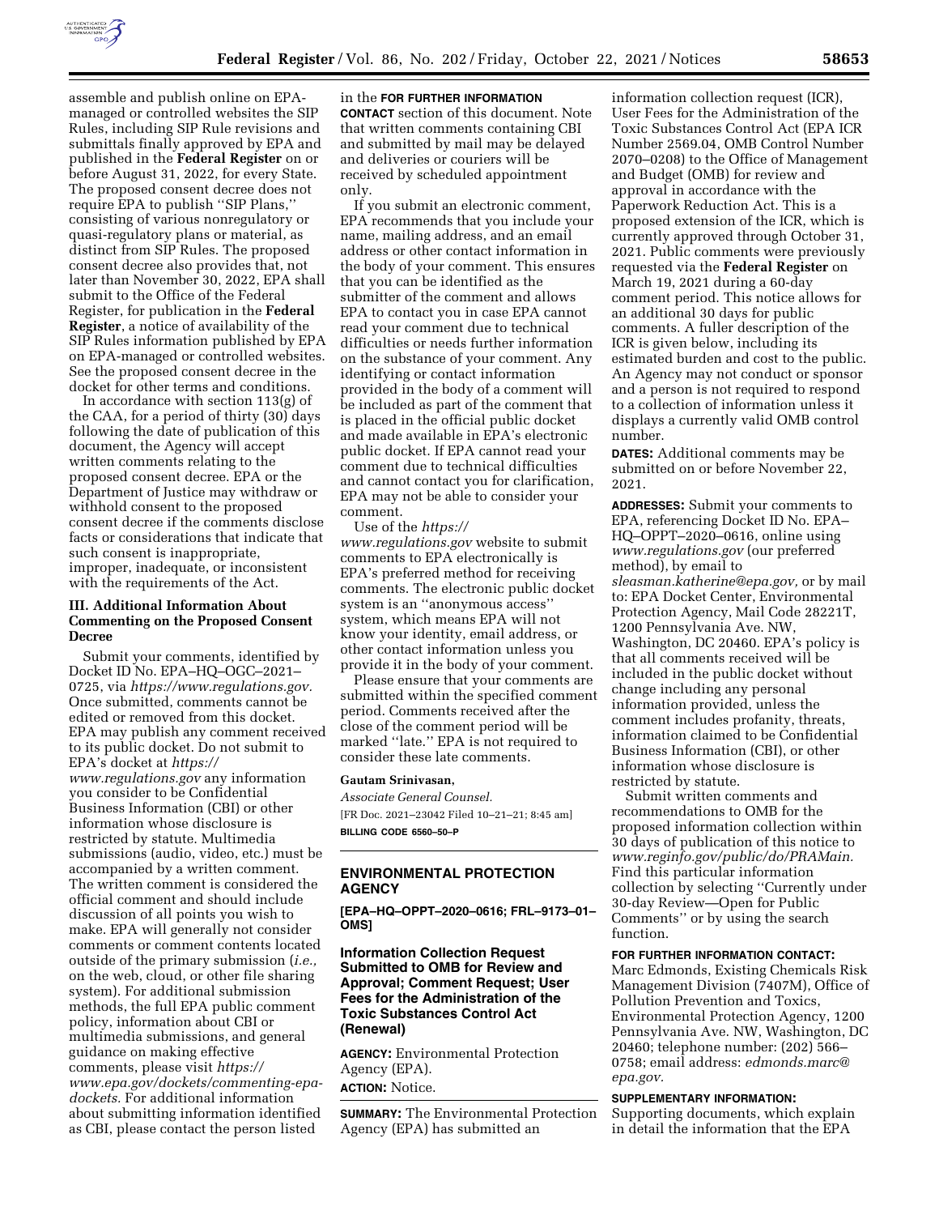assemble and publish online on EPA-managed or controlled websites the SIP Rules, including SIP Rule revisions and submittals finally approved by EPA and published in the **Federal Register** on or before August 31, 2022, for every State. The proposed consent decree does not require EPA to publish ''SIP Plans,'' consisting of various nonregulatory or quasi-regulatory plans or material, as distinct from SIP Rules. The proposed consent decree also provides that, not later than November 30, 2022, EPA shall submit to the Office of the Federal Register, for publication in the **Federal Register**, a notice of availability of the SIP Rules information published by EPA on EPA-managed or controlled websites. See the proposed consent decree in the docket for other terms and conditions.

In accordance with section 113(g) of the CAA, for a period of thirty (30) days following the date of publication of this document, the Agency will accept written comments relating to the proposed consent decree. EPA or the Department of Justice may withdraw or withhold consent to the proposed consent decree if the comments disclose facts or considerations that indicate that such consent is inappropriate, improper, inadequate, or inconsistent with the requirements of the Act.

### III. Additional Information About Commenting on the Proposed Consent Decree

Submit your comments, identified by Docket ID No. EPA–HQ–OGC–2021–0725, via *https://www.regulations.gov.* Once submitted, comments cannot be edited or removed from this docket. EPA may publish any comment received to its public docket. Do not submit to EPA's docket at *https://www.regulations.gov* any information you consider to be Confidential Business Information (CBI) or other information whose disclosure is restricted by statute. Multimedia submissions (audio, video, etc.) must be accompanied by a written comment. The written comment is considered the official comment and should include discussion of all points you wish to make. EPA will generally not consider comments or comment contents located outside of the primary submission (*i.e.,* on the web, cloud, or other file sharing system). For additional submission methods, the full EPA public comment policy, information about CBI or multimedia submissions, and general guidance on making effective comments, please visit *https://www.epa.gov/dockets/commenting-epa-dockets.* For additional information about submitting information identified as CBI, please contact the person listed in the **FOR FURTHER INFORMATION CONTACT** section of this document. Note that written comments containing CBI and submitted by mail may be delayed and deliveries or couriers will be received by scheduled appointment only.

If you submit an electronic comment, EPA recommends that you include your name, mailing address, and an email address or other contact information in the body of your comment. This ensures that you can be identified as the submitter of the comment and allows EPA to contact you in case EPA cannot read your comment due to technical difficulties or needs further information on the substance of your comment. Any identifying or contact information provided in the body of a comment will be included as part of the comment that is placed in the official public docket and made available in EPA's electronic public docket. If EPA cannot read your comment due to technical difficulties and cannot contact you for clarification, EPA may not be able to consider your comment.

Use of the *https://www.regulations.gov* website to submit comments to EPA electronically is EPA's preferred method for receiving comments. The electronic public docket system is an ''anonymous access'' system, which means EPA will not know your identity, email address, or other contact information unless you provide it in the body of your comment.

Please ensure that your comments are submitted within the specified comment period. Comments received after the close of the comment period will be marked ''late.'' EPA is not required to consider these late comments.

**Gautam Srinivasan,**

*Associate General Counsel.*

[FR Doc. 2021–23042 Filed 10–21–21; 8:45 am]

**BILLING CODE 6560–50–P**

---

## ENVIRONMENTAL PROTECTION AGENCY

**[EPA–HQ–OPPT–2020–0616; FRL–9173–01–OMS]**

### Information Collection Request Submitted to OMB for Review and Approval; Comment Request; User Fees for the Administration of the Toxic Substances Control Act (Renewal)

**AGENCY:** Environmental Protection Agency (EPA).

**ACTION:** Notice.

**SUMMARY:** The Environmental Protection Agency (EPA) has submitted an information collection request (ICR), User Fees for the Administration of the Toxic Substances Control Act (EPA ICR Number 2569.04, OMB Control Number 2070–0208) to the Office of Management and Budget (OMB) for review and approval in accordance with the Paperwork Reduction Act. This is a proposed extension of the ICR, which is currently approved through October 31, 2021. Public comments were previously requested via the **Federal Register** on March 19, 2021 during a 60-day comment period. This notice allows for an additional 30 days for public comments. A fuller description of the ICR is given below, including its estimated burden and cost to the public. An Agency may not conduct or sponsor and a person is not required to respond to a collection of information unless it displays a currently valid OMB control number.

**DATES:** Additional comments may be submitted on or before November 22, 2021.

**ADDRESSES:** Submit your comments to EPA, referencing Docket ID No. EPA–HQ–OPPT–2020–0616, online using *www.regulations.gov* (our preferred method), by email to *sleasman.katherine@epa.gov,* or by mail to: EPA Docket Center, Environmental Protection Agency, Mail Code 28221T, 1200 Pennsylvania Ave. NW, Washington, DC 20460. EPA's policy is that all comments received will be included in the public docket without change including any personal information provided, unless the comment includes profanity, threats, information claimed to be Confidential Business Information (CBI), or other information whose disclosure is restricted by statute.

Submit written comments and recommendations to OMB for the proposed information collection within 30 days of publication of this notice to *www.reginfo.gov/public/do/PRAMain.* Find this particular information collection by selecting ''Currently under 30-day Review—Open for Public Comments'' or by using the search function.

**FOR FURTHER INFORMATION CONTACT:** Marc Edmonds, Existing Chemicals Risk Management Division (7407M), Office of Pollution Prevention and Toxics, Environmental Protection Agency, 1200 Pennsylvania Ave. NW, Washington, DC 20460; telephone number: (202) 566–0758; email address: *edmonds.marc@epa.gov.*

**SUPPLEMENTARY INFORMATION:** Supporting documents, which explain in detail the information that the EPA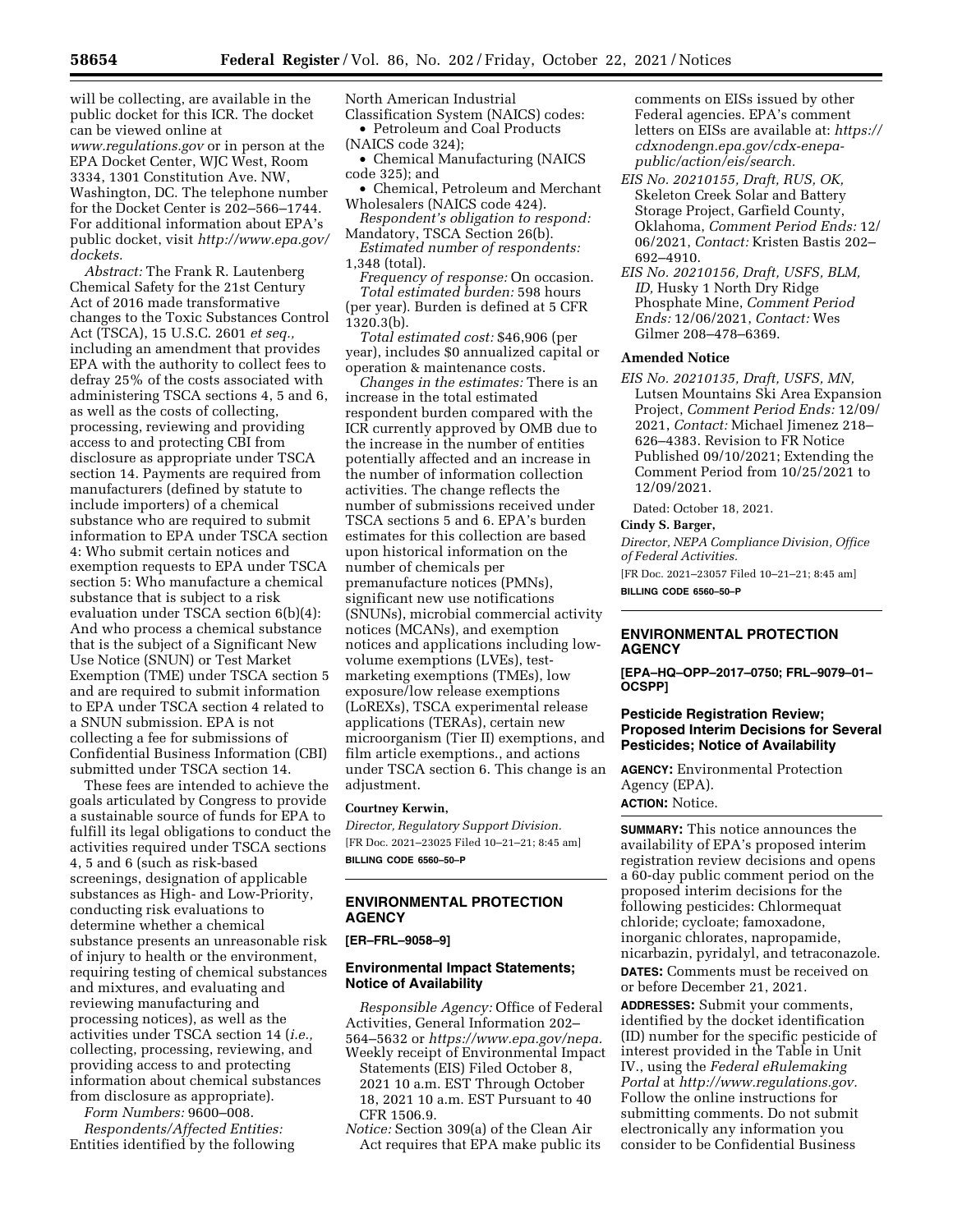will be collecting, are available in the public docket for this ICR. The docket can be viewed online at *www.regulations.gov* or in person at the EPA Docket Center, WJC West, Room 3334, 1301 Constitution Ave. NW, Washington, DC. The telephone number for the Docket Center is 202–566–1744. For additional information about EPA's public docket, visit *http://www.epa.gov/dockets.*

*Abstract:* The Frank R. Lautenberg Chemical Safety for the 21st Century Act of 2016 made transformative changes to the Toxic Substances Control Act (TSCA), 15 U.S.C. 2601 *et seq.,* including an amendment that provides EPA with the authority to collect fees to defray 25% of the costs associated with administering TSCA sections 4, 5 and 6, as well as the costs of collecting, processing, reviewing and providing access to and protecting CBI from disclosure as appropriate under TSCA section 14. Payments are required from manufacturers (defined by statute to include importers) of a chemical substance who are required to submit information to EPA under TSCA section 4: Who submit certain notices and exemption requests to EPA under TSCA section 5: Who manufacture a chemical substance that is subject to a risk evaluation under TSCA section 6(b)(4): And who process a chemical substance that is the subject of a Significant New Use Notice (SNUN) or Test Market Exemption (TME) under TSCA section 5 and are required to submit information to EPA under TSCA section 4 related to a SNUN submission. EPA is not collecting a fee for submissions of Confidential Business Information (CBI) submitted under TSCA section 14.

These fees are intended to achieve the goals articulated by Congress to provide a sustainable source of funds for EPA to fulfill its legal obligations to conduct the activities required under TSCA sections 4, 5 and 6 (such as risk-based screenings, designation of applicable substances as High- and Low-Priority, conducting risk evaluations to determine whether a chemical substance presents an unreasonable risk of injury to health or the environment, requiring testing of chemical substances and mixtures, and evaluating and reviewing manufacturing and processing notices), as well as the activities under TSCA section 14 (*i.e.,* collecting, processing, reviewing, and providing access to and protecting information about chemical substances from disclosure as appropriate).

*Form Numbers:* 9600–008.

*Respondents/Affected Entities:* Entities identified by the following North American Industrial Classification System (NAICS) codes:

- Petroleum and Coal Products (NAICS code 324);
- Chemical Manufacturing (NAICS code 325); and
- Chemical, Petroleum and Merchant Wholesalers (NAICS code 424).

*Respondent's obligation to respond:* Mandatory, TSCA Section 26(b).

*Estimated number of respondents:* 1,348 (total).

*Frequency of response:* On occasion.

*Total estimated burden:* 598 hours (per year). Burden is defined at 5 CFR 1320.3(b).

*Total estimated cost:* $46,906 (per year), includes $0 annualized capital or operation & maintenance costs.

*Changes in the estimates:* There is an increase in the total estimated respondent burden compared with the ICR currently approved by OMB due to the increase in the number of entities potentially affected and an increase in the number of information collection activities. The change reflects the number of submissions received under TSCA sections 5 and 6. EPA's burden estimates for this collection are based upon historical information on the number of chemicals per premanufacture notices (PMNs), significant new use notifications (SNUNs), microbial commercial activity notices (MCANs), and exemption notices and applications including low-volume exemptions (LVEs), test-marketing exemptions (TMEs), low exposure/low release exemptions (LoREXs), TSCA experimental release applications (TERAs), certain new microorganism (Tier II) exemptions, and film article exemptions., and actions under TSCA section 6. This change is an adjustment.

**Courtney Kerwin,**

*Director, Regulatory Support Division.*

[FR Doc. 2021–23025 Filed 10–21–21; 8:45 am]

**BILLING CODE 6560–50–P**

## ENVIRONMENTAL PROTECTION AGENCY

**[ER–FRL–9058–9]**

### Environmental Impact Statements; Notice of Availability

*Responsible Agency:* Office of Federal Activities, General Information 202–564–5632 or *https://www.epa.gov/nepa.*

Weekly receipt of Environmental Impact Statements (EIS) Filed October 8, 2021 10 a.m. EST Through October 18, 2021 10 a.m. EST Pursuant to 40 CFR 1506.9.

*Notice:* Section 309(a) of the Clean Air Act requires that EPA make public its comments on EISs issued by other Federal agencies. EPA's comment letters on EISs are available at: *https://cdxnodengn.epa.gov/cdx-enepa-public/action/eis/search.*

*EIS No. 20210155, Draft, RUS, OK,* Skeleton Creek Solar and Battery Storage Project, Garfield County, Oklahoma, *Comment Period Ends:* 12/06/2021, *Contact:* Kristen Bastis 202–692–4910.

*EIS No. 20210156, Draft, USFS, BLM, ID,* Husky 1 North Dry Ridge Phosphate Mine, *Comment Period Ends:* 12/06/2021, *Contact:* Wes Gilmer 208–478–6369.

**Amended Notice**

*EIS No. 20210135, Draft, USFS, MN,* Lutsen Mountains Ski Area Expansion Project, *Comment Period Ends:* 12/09/2021, *Contact:* Michael Jimenez 218–626–4383. Revision to FR Notice Published 09/10/2021; Extending the Comment Period from 10/25/2021 to 12/09/2021.

Dated: October 18, 2021.

**Cindy S. Barger,**

*Director, NEPA Compliance Division, Office of Federal Activities.*

[FR Doc. 2021–23057 Filed 10–21–21; 8:45 am]

**BILLING CODE 6560–50–P**

## ENVIRONMENTAL PROTECTION AGENCY

**[EPA–HQ–OPP–2017–0750; FRL–9079–01–OCSPP]**

### Pesticide Registration Review; Proposed Interim Decisions for Several Pesticides; Notice of Availability

**AGENCY:** Environmental Protection Agency (EPA).

**ACTION:** Notice.

**SUMMARY:** This notice announces the availability of EPA's proposed interim registration review decisions and opens a 60-day public comment period on the proposed interim decisions for the following pesticides: Chlormequat chloride; cycloate; famoxadone, inorganic chlorates, napropamide, nicarbazin, pyridalyl, and tetraconazole.

**DATES:** Comments must be received on or before December 21, 2021.

**ADDRESSES:** Submit your comments, identified by the docket identification (ID) number for the specific pesticide of interest provided in the Table in Unit IV., using the *Federal eRulemaking Portal* at *http://www.regulations.gov.* Follow the online instructions for submitting comments. Do not submit electronically any information you consider to be Confidential Business